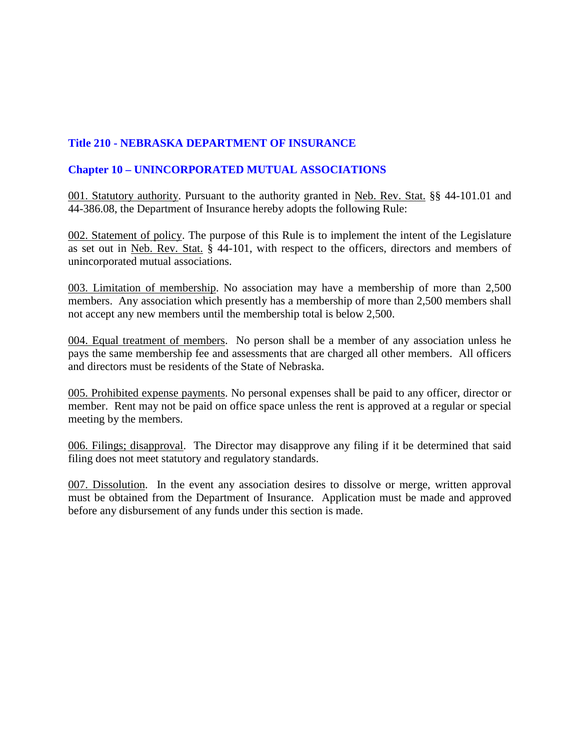## Title 210 - NEBRASKA DEPARTMENT OF INSURANCE

## Chapter 10 – UNINCORPORATED MUTUAL ASSOCIATIONS

001. Statutory authority. Pursuant to the authority granted in Neb. Rev. Stat. §§ 44-101.01 and 44-386.08, the Department of Insurance hereby adopts the following Rule:

002. Statement of policy. The purpose of this Rule is to implement the intent of the Legislature as set out in Neb. Rev. Stat. § 44-101, with respect to the officers, directors and members of unincorporated mutual associations.

003. Limitation of membership. No association may have a membership of more than 2,500 members. Any association which presently has a membership of more than 2,500 members shall not accept any new members until the membership total is below 2,500.

004. Equal treatment of members. No person shall be a member of any association unless he pays the same membership fee and assessments that are charged all other members. All officers and directors must be residents of the State of Nebraska.

005. Prohibited expense payments. No personal expenses shall be paid to any officer, director or member. Rent may not be paid on office space unless the rent is approved at a regular or special meeting by the members.

006. Filings; disapproval. The Director may disapprove any filing if it be determined that said filing does not meet statutory and regulatory standards.

007. Dissolution. In the event any association desires to dissolve or merge, written approval must be obtained from the Department of Insurance. Application must be made and approved before any disbursement of any funds under this section is made.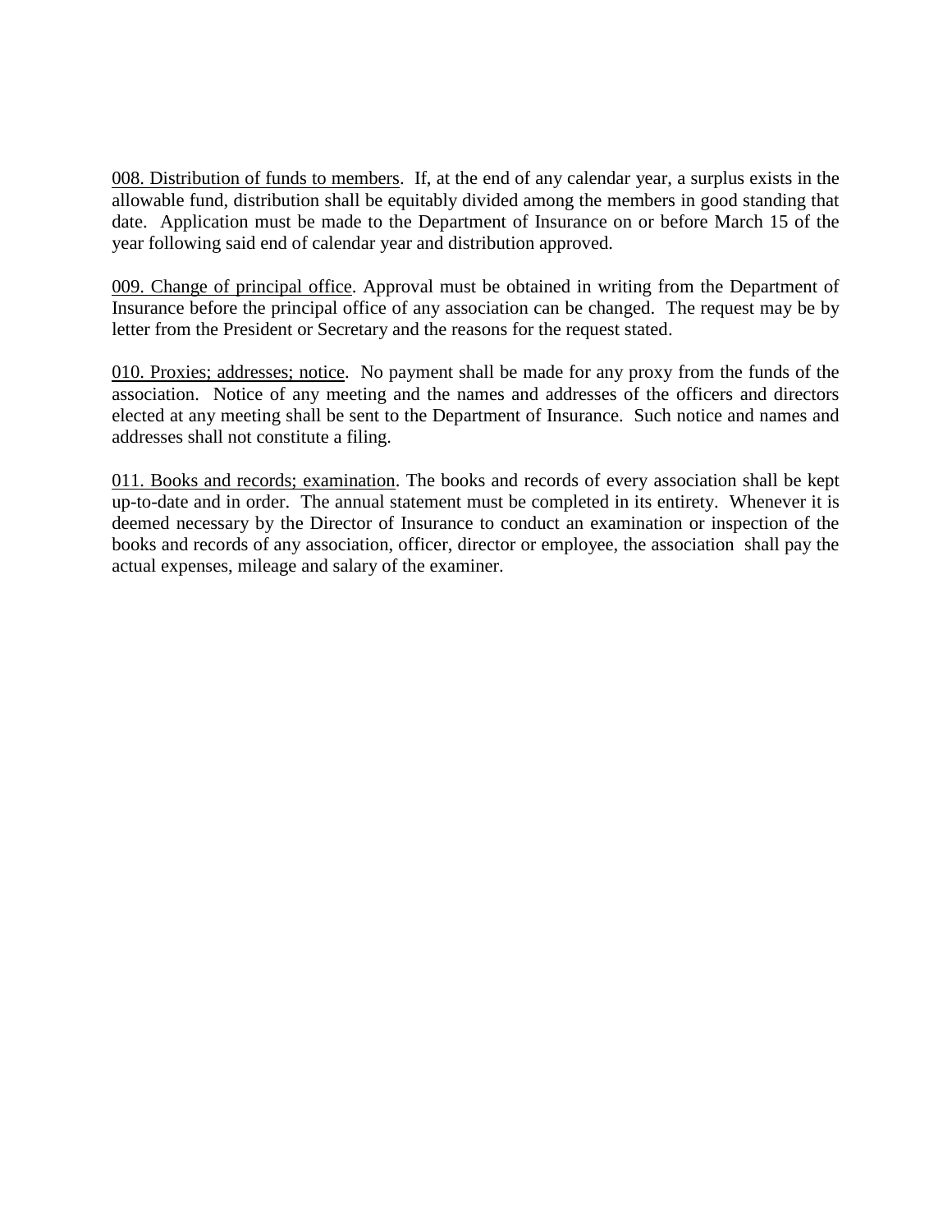<u>008. Distribution of funds to members</u>. If, at the end of any calendar year, a surplus exists in the allowable fund, distribution shall be equitably divided among the members in good standing that date. Application must be made to the Department of Insurance on or before March 15 of the year following said end of calendar year and distribution approved.

<u>009. Change of principal office</u>. Approval must be obtained in writing from the Department of Insurance before the principal office of any association can be changed. The request may be by letter from the President or Secretary and the reasons for the request stated.

<u>010. Proxies; addresses; notice</u>. No payment shall be made for any proxy from the funds of the association. Notice of any meeting and the names and addresses of the officers and directors elected at any meeting shall be sent to the Department of Insurance. Such notice and names and addresses shall not constitute a filing.

<u>011. Books and records; examination</u>. The books and records of every association shall be kept up-to-date and in order. The annual statement must be completed in its entirety. Whenever it is deemed necessary by the Director of Insurance to conduct an examination or inspection of the books and records of any association, officer, director or employee, the association shall pay the actual expenses, mileage and salary of the examiner.